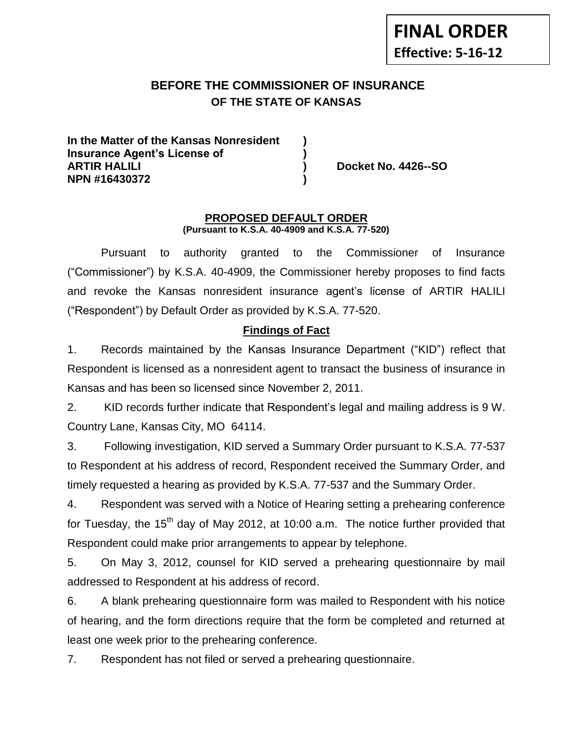**FINAL ORDER**
**Effective: 5-16-12**

# BEFORE THE COMMISSIONER OF INSURANCE
## OF THE STATE OF KANSAS

**In the Matter of the Kansas Nonresident )**
**Insurance Agent's License of )**
**ARTIR HALILI ) Docket No. 4426--SO**
**NPN #16430372 )**

**PROPOSED DEFAULT ORDER**
**(Pursuant to K.S.A. 40-4909 and K.S.A. 77-520)**

Pursuant to authority granted to the Commissioner of Insurance ("Commissioner") by K.S.A. 40-4909, the Commissioner hereby proposes to find facts and revoke the Kansas nonresident insurance agent's license of ARTIR HALILI ("Respondent") by Default Order as provided by K.S.A. 77-520.

**Findings of Fact**

1. Records maintained by the Kansas Insurance Department ("KID") reflect that Respondent is licensed as a nonresident agent to transact the business of insurance in Kansas and has been so licensed since November 2, 2011.

2. KID records further indicate that Respondent's legal and mailing address is 9 W. Country Lane, Kansas City, MO 64114.

3. Following investigation, KID served a Summary Order pursuant to K.S.A. 77-537 to Respondent at his address of record, Respondent received the Summary Order, and timely requested a hearing as provided by K.S.A. 77-537 and the Summary Order.

4. Respondent was served with a Notice of Hearing setting a prehearing conference for Tuesday, the 15th day of May 2012, at 10:00 a.m. The notice further provided that Respondent could make prior arrangements to appear by telephone.

5. On May 3, 2012, counsel for KID served a prehearing questionnaire by mail addressed to Respondent at his address of record.

6. A blank prehearing questionnaire form was mailed to Respondent with his notice of hearing, and the form directions require that the form be completed and returned at least one week prior to the prehearing conference.

7. Respondent has not filed or served a prehearing questionnaire.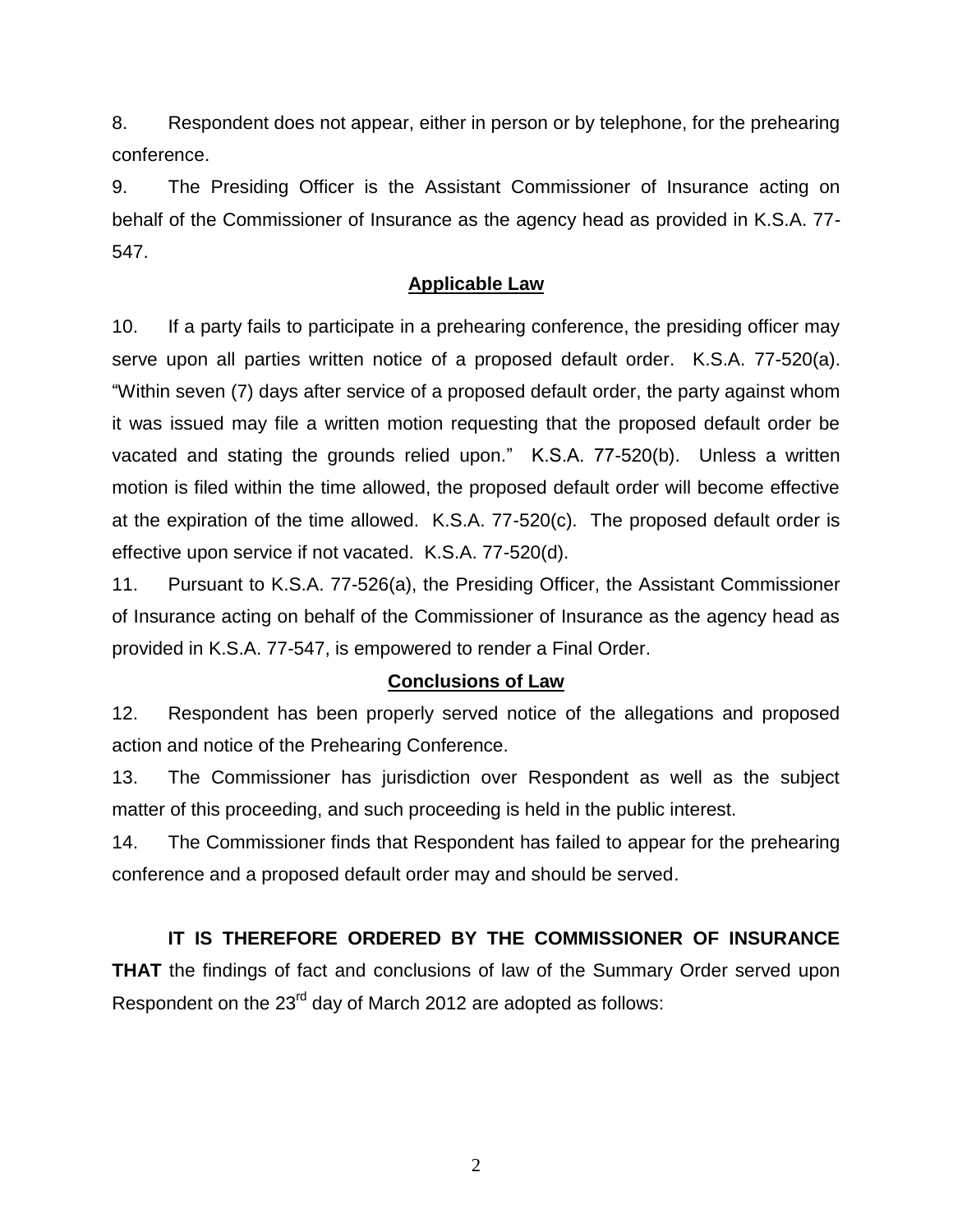8. Respondent does not appear, either in person or by telephone, for the prehearing conference.

9. The Presiding Officer is the Assistant Commissioner of Insurance acting on behalf of the Commissioner of Insurance as the agency head as provided in K.S.A. 77-547.

**Applicable Law**

10. If a party fails to participate in a prehearing conference, the presiding officer may serve upon all parties written notice of a proposed default order. K.S.A. 77-520(a). "Within seven (7) days after service of a proposed default order, the party against whom it was issued may file a written motion requesting that the proposed default order be vacated and stating the grounds relied upon." K.S.A. 77-520(b). Unless a written motion is filed within the time allowed, the proposed default order will become effective at the expiration of the time allowed. K.S.A. 77-520(c). The proposed default order is effective upon service if not vacated. K.S.A. 77-520(d).

11. Pursuant to K.S.A. 77-526(a), the Presiding Officer, the Assistant Commissioner of Insurance acting on behalf of the Commissioner of Insurance as the agency head as provided in K.S.A. 77-547, is empowered to render a Final Order.

**Conclusions of Law**

12. Respondent has been properly served notice of the allegations and proposed action and notice of the Prehearing Conference.

13. The Commissioner has jurisdiction over Respondent as well as the subject matter of this proceeding, and such proceeding is held in the public interest.

14. The Commissioner finds that Respondent has failed to appear for the prehearing conference and a proposed default order may and should be served.

**IT IS THEREFORE ORDERED BY THE COMMISSIONER OF INSURANCE THAT** the findings of fact and conclusions of law of the Summary Order served upon Respondent on the 23rd day of March 2012 are adopted as follows: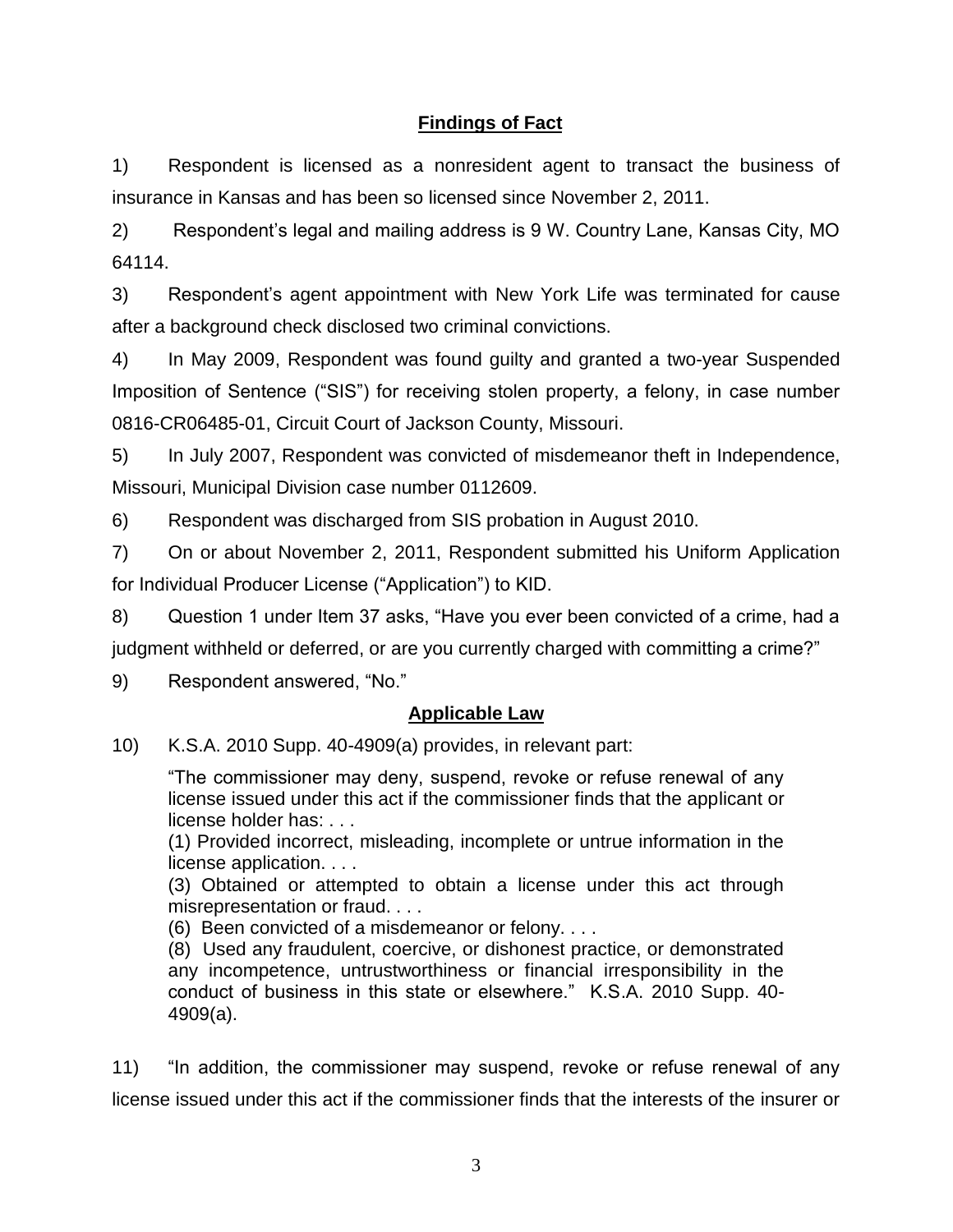## Findings of Fact

1) Respondent is licensed as a nonresident agent to transact the business of insurance in Kansas and has been so licensed since November 2, 2011.

2) Respondent's legal and mailing address is 9 W. Country Lane, Kansas City, MO 64114.

3) Respondent's agent appointment with New York Life was terminated for cause after a background check disclosed two criminal convictions.

4) In May 2009, Respondent was found guilty and granted a two-year Suspended Imposition of Sentence ("SIS") for receiving stolen property, a felony, in case number 0816-CR06485-01, Circuit Court of Jackson County, Missouri.

5) In July 2007, Respondent was convicted of misdemeanor theft in Independence, Missouri, Municipal Division case number 0112609.

6) Respondent was discharged from SIS probation in August 2010.

7) On or about November 2, 2011, Respondent submitted his Uniform Application for Individual Producer License ("Application") to KID.

8) Question 1 under Item 37 asks, "Have you ever been convicted of a crime, had a judgment withheld or deferred, or are you currently charged with committing a crime?"

9) Respondent answered, "No."

## Applicable Law

10) K.S.A. 2010 Supp. 40-4909(a) provides, in relevant part:

> "The commissioner may deny, suspend, revoke or refuse renewal of any license issued under this act if the commissioner finds that the applicant or license holder has: . . .
> (1) Provided incorrect, misleading, incomplete or untrue information in the license application. . . .
> (3) Obtained or attempted to obtain a license under this act through misrepresentation or fraud. . . .
> (6) Been convicted of a misdemeanor or felony. . . .
> (8) Used any fraudulent, coercive, or dishonest practice, or demonstrated any incompetence, untrustworthiness or financial irresponsibility in the conduct of business in this state or elsewhere." K.S.A. 2010 Supp. 40-4909(a).

11) "In addition, the commissioner may suspend, revoke or refuse renewal of any license issued under this act if the commissioner finds that the interests of the insurer or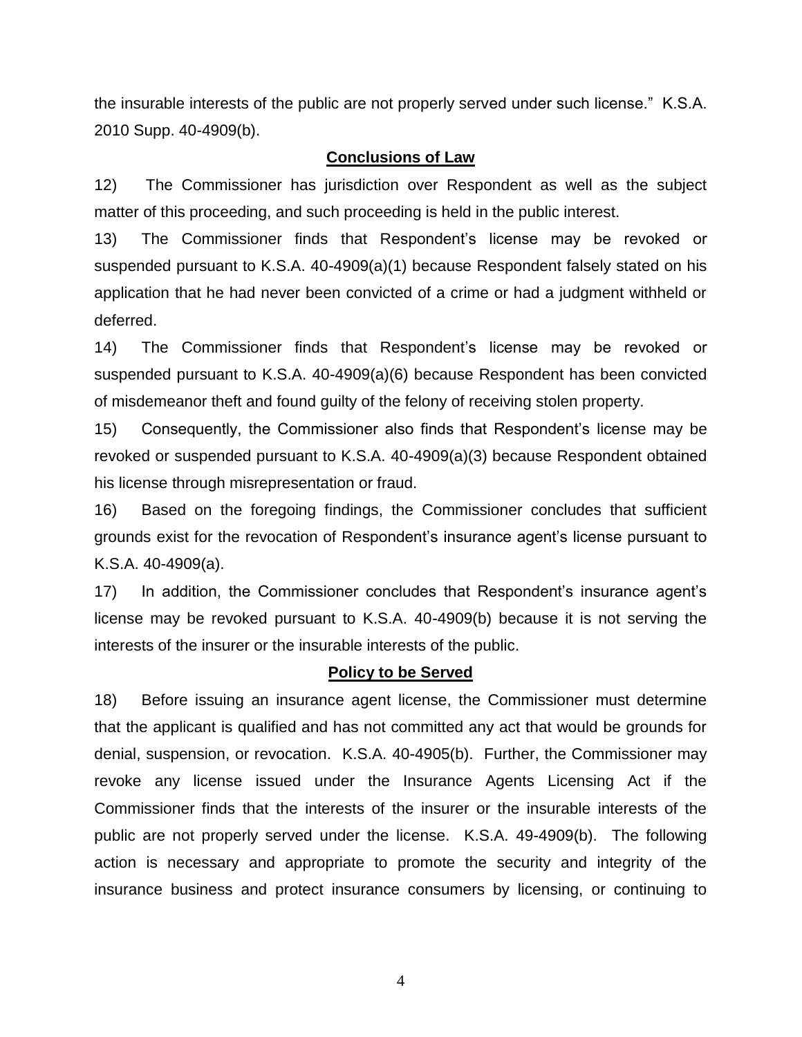the insurable interests of the public are not properly served under such license." K.S.A. 2010 Supp. 40-4909(b).

## Conclusions of Law

12) The Commissioner has jurisdiction over Respondent as well as the subject matter of this proceeding, and such proceeding is held in the public interest.

13) The Commissioner finds that Respondent's license may be revoked or suspended pursuant to K.S.A. 40-4909(a)(1) because Respondent falsely stated on his application that he had never been convicted of a crime or had a judgment withheld or deferred.

14) The Commissioner finds that Respondent's license may be revoked or suspended pursuant to K.S.A. 40-4909(a)(6) because Respondent has been convicted of misdemeanor theft and found guilty of the felony of receiving stolen property.

15) Consequently, the Commissioner also finds that Respondent's license may be revoked or suspended pursuant to K.S.A. 40-4909(a)(3) because Respondent obtained his license through misrepresentation or fraud.

16) Based on the foregoing findings, the Commissioner concludes that sufficient grounds exist for the revocation of Respondent's insurance agent's license pursuant to K.S.A. 40-4909(a).

17) In addition, the Commissioner concludes that Respondent's insurance agent's license may be revoked pursuant to K.S.A. 40-4909(b) because it is not serving the interests of the insurer or the insurable interests of the public.

## Policy to be Served

18) Before issuing an insurance agent license, the Commissioner must determine that the applicant is qualified and has not committed any act that would be grounds for denial, suspension, or revocation. K.S.A. 40-4905(b). Further, the Commissioner may revoke any license issued under the Insurance Agents Licensing Act if the Commissioner finds that the interests of the insurer or the insurable interests of the public are not properly served under the license. K.S.A. 49-4909(b). The following action is necessary and appropriate to promote the security and integrity of the insurance business and protect insurance consumers by licensing, or continuing to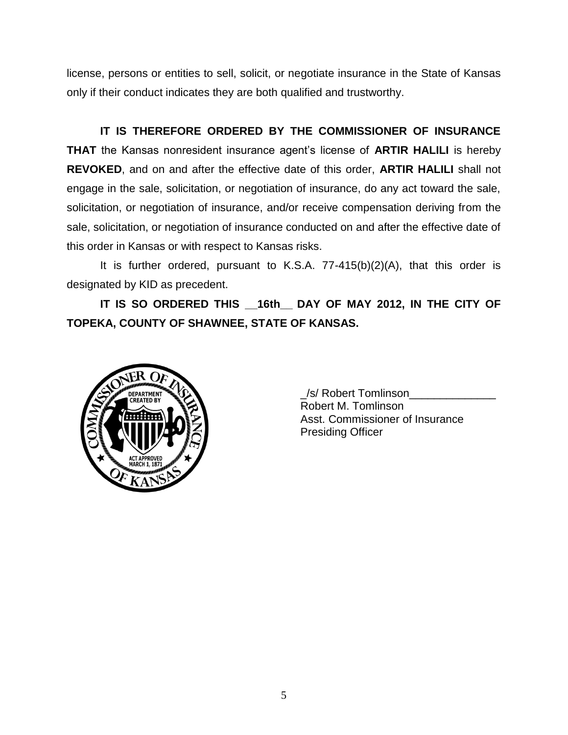license, persons or entities to sell, solicit, or negotiate insurance in the State of Kansas only if their conduct indicates they are both qualified and trustworthy.

**IT IS THEREFORE ORDERED BY THE COMMISSIONER OF INSURANCE THAT** the Kansas nonresident insurance agent's license of **ARTIR HALILI** is hereby **REVOKED**, and on and after the effective date of this order, **ARTIR HALILI** shall not engage in the sale, solicitation, or negotiation of insurance, do any act toward the sale, solicitation, or negotiation of insurance, and/or receive compensation deriving from the sale, solicitation, or negotiation of insurance conducted on and after the effective date of this order in Kansas or with respect to Kansas risks.

It is further ordered, pursuant to K.S.A. 77-415(b)(2)(A), that this order is designated by KID as precedent.

**IT IS SO ORDERED THIS __16th__ DAY OF MAY 2012, IN THE CITY OF TOPEKA, COUNTY OF SHAWNEE, STATE OF KANSAS.**

_/s/ Robert Tomlinson______________
Robert M. Tomlinson
Asst. Commissioner of Insurance
Presiding Officer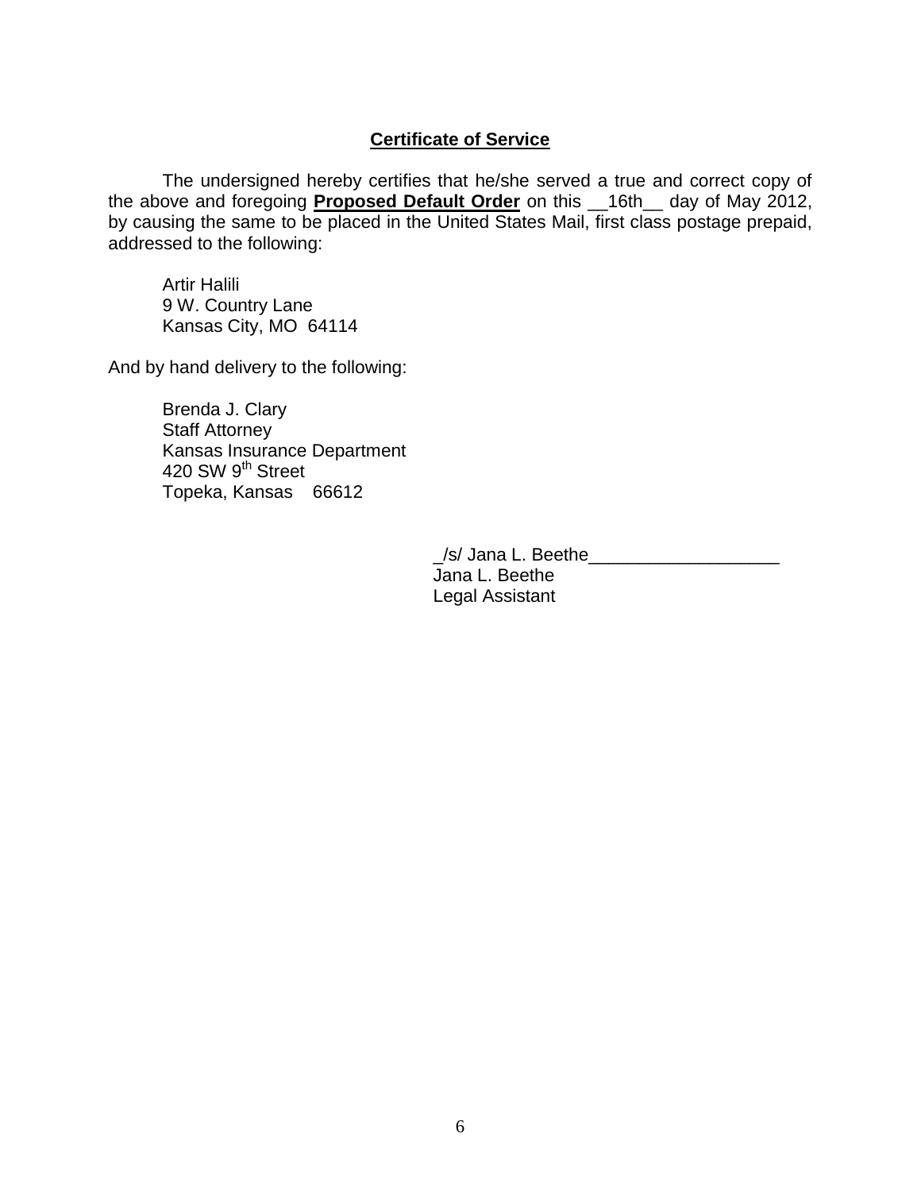**Certificate of Service**

The undersigned hereby certifies that he/she served a true and correct copy of the above and foregoing **Proposed Default Order** on this __16th__ day of May 2012, by causing the same to be placed in the United States Mail, first class postage prepaid, addressed to the following:

Artir Halili
9 W. Country Lane
Kansas City, MO 64114

And by hand delivery to the following:

Brenda J. Clary
Staff Attorney
Kansas Insurance Department
420 SW 9th Street
Topeka, Kansas 66612

_/s/ Jana L. Beethe___________________
Jana L. Beethe
Legal Assistant